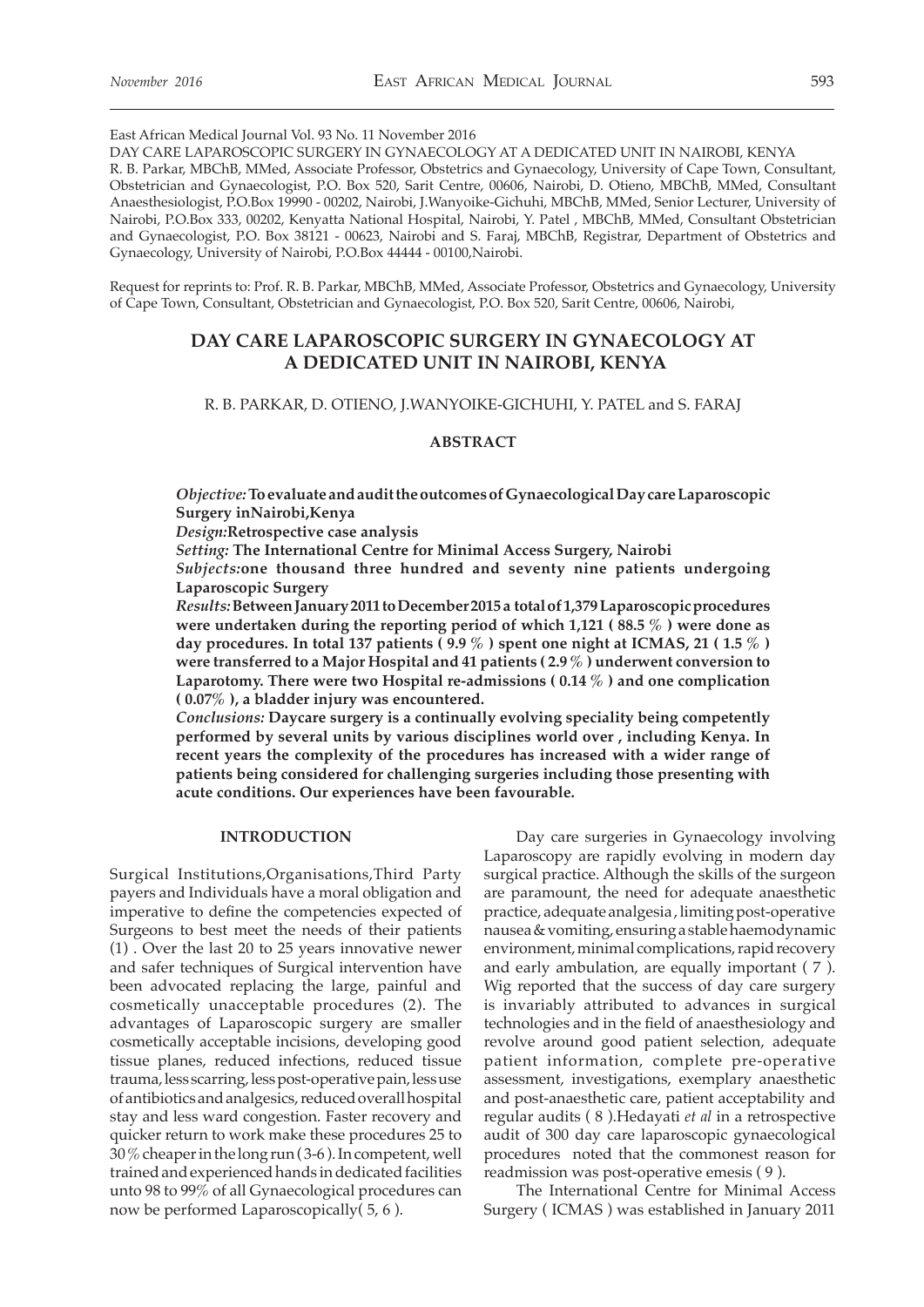East African Medical Journal Vol. 93 No. 11 November 2016

DAY CARE LAPAROSCOPIC SURGERY IN GYNAECOLOGY AT A DEDICATED UNIT IN NAIROBI, KENYA

R. B. Parkar, MBChB, MMed, Associate Professor, Obstetrics and Gynaecology, University of Cape Town, Consultant, Obstetrician and Gynaecologist, P.O. Box 520, Sarit Centre, 00606, Nairobi, D. Otieno, MBChB, MMed, Consultant Anaesthesiologist, P.O.Box 19990 - 00202, Nairobi, J.Wanyoike-Gichuhi, MBChB, MMed, Senior Lecturer, University of Nairobi, P.O.Box 333, 00202, Kenyatta National Hospital, Nairobi, Y. Patel , MBChB, MMed, Consultant Obstetrician and Gynaecologist, P.O. Box 38121 - 00623, Nairobi and S. Faraj, MBChB, Registrar, Department of Obstetrics and Gynaecology, University of Nairobi, P.O.Box 44444 - 00100,Nairobi.

Request for reprints to: Prof. R. B. Parkar, MBChB, MMed, Associate Professor, Obstetrics and Gynaecology, University of Cape Town, Consultant, Obstetrician and Gynaecologist, P.O. Box 520, Sarit Centre, 00606, Nairobi,

# DAY CARE LAPAROSCOPIC SURGERY IN GYNAECOLOGY AT A DEDICATED UNIT IN NAIROBI, KENYA

R. B. PARKAR, D. OTIENO, J.WANYOIKE-GICHUHI, Y. PATEL and S. FARAJ

## ABSTRACT

*Objective:* **To evaluate and audit the outcomes of Gynaecological Day care Laparoscopic Surgery inNairobi,Kenya**

*Design:* **Retrospective case analysis**

*Setting:* **The International Centre for Minimal Access Surgery, Nairobi**

*Subjects:* **one thousand three hundred and seventy nine patients undergoing Laparoscopic Surgery**

*Results:* **Between January 2011 to December 2015 a total of 1,379 Laparoscopic procedures were undertaken during the reporting period of which 1,121 ( 88.5 % ) were done as day procedures. In total 137 patients ( 9.9 % ) spent one night at ICMAS, 21 ( 1.5 % ) were transferred to a Major Hospital and 41 patients ( 2.9 % ) underwent conversion to Laparotomy. There were two Hospital re-admissions ( 0.14 % ) and one complication ( 0.07% ), a bladder injury was encountered.**

*Conclusions:* **Daycare surgery is a continually evolving speciality being competently performed by several units by various disciplines world over , including Kenya. In recent years the complexity of the procedures has increased with a wider range of patients being considered for challenging surgeries including those presenting with acute conditions. Our experiences have been favourable.**

## INTRODUCTION

Surgical Institutions,Organisations,Third Party payers and Individuals have a moral obligation and imperative to define the competencies expected of Surgeons to best meet the needs of their patients (1) . Over the last 20 to 25 years innovative newer and safer techniques of Surgical intervention have been advocated replacing the large, painful and cosmetically unacceptable procedures (2). The advantages of Laparoscopic surgery are smaller cosmetically acceptable incisions, developing good tissue planes, reduced infections, reduced tissue trauma, less scarring, less post-operative pain, less use of antibiotics and analgesics, reduced overall hospital stay and less ward congestion. Faster recovery and quicker return to work make these procedures 25 to 30 % cheaper in the long run ( 3-6 ). In competent, well trained and experienced hands in dedicated facilities unto 98 to 99% of all Gynaecological procedures can now be performed Laparoscopically( 5, 6 ).

Day care surgeries in Gynaecology involving Laparoscopy are rapidly evolving in modern day surgical practice. Although the skills of the surgeon are paramount, the need for adequate anaesthetic practice, adequate analgesia , limiting post-operative nausea & vomiting, ensuring a stable haemodynamic environment, minimal complications, rapid recovery and early ambulation, are equally important ( 7 ). Wig reported that the success of day care surgery is invariably attributed to advances in surgical technologies and in the field of anaesthesiology and revolve around good patient selection, adequate patient information, complete pre-operative assessment, investigations, exemplary anaesthetic and post-anaesthetic care, patient acceptability and regular audits ( 8 ).Hedayati *et al* in a retrospective audit of 300 day care laparoscopic gynaecological procedures noted that the commonest reason for readmission was post-operative emesis ( 9 ).

The International Centre for Minimal Access Surgery ( ICMAS ) was established in January 2011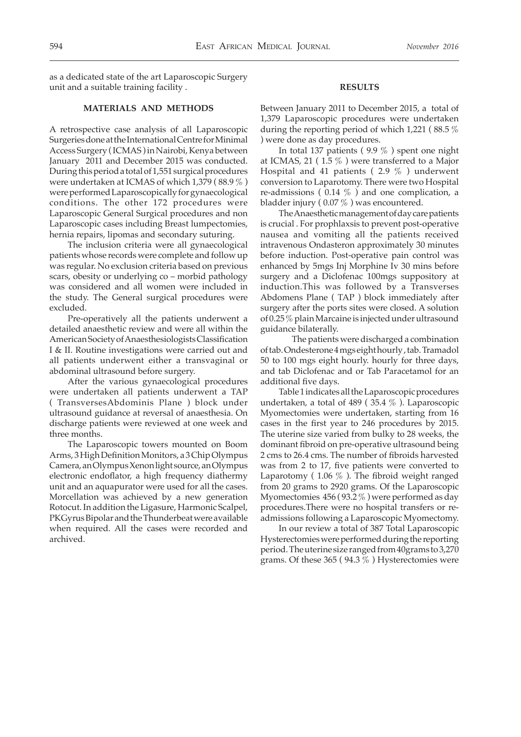as a dedicated state of the art Laparoscopic Surgery unit and a suitable training facility .

## MATERIALS AND METHODS

A retrospective case analysis of all Laparoscopic Surgeries done at the International Centre for Minimal Access Surgery ( ICMAS ) in Nairobi, Kenya between January 2011 and December 2015 was conducted. During this period a total of 1,551 surgical procedures were undertaken at ICMAS of which 1,379 ( 88.9 % ) were performed Laparoscopically for gynaecological conditions. The other 172 procedures were Laparoscopic General Surgical procedures and non Laparoscopic cases including Breast lumpectomies, hernia repairs, lipomas and secondary suturing.

The inclusion criteria were all gynaecological patients whose records were complete and follow up was regular. No exclusion criteria based on previous scars, obesity or underlying co – morbid pathology was considered and all women were included in the study. The General surgical procedures were excluded.

Pre-operatively all the patients underwent a detailed anaesthetic review and were all within the American Society of Anaesthesiologists Classification I & II. Routine investigations were carried out and all patients underwent either a transvaginal or abdominal ultrasound before surgery.

After the various gynaecological procedures were undertaken all patients underwent a TAP ( Transverses Abdominis Plane ) block under ultrasound guidance at reversal of anaesthesia. On discharge patients were reviewed at one week and three months.

The Laparoscopic towers mounted on Boom Arms, 3 High Definition Monitors, a 3 Chip Olympus Camera, an Olympus Xenon light source, an Olympus electronic endoflator, a high frequency diathermy unit and an aquapurator were used for all the cases. Morcellation was achieved by a new generation Rotocut. In addition the Ligasure, Harmonic Scalpel, PKGyrus Bipolar and the Thunderbeat were available when required. All the cases were recorded and archived.

## RESULTS

Between January 2011 to December 2015, a total of 1,379 Laparoscopic procedures were undertaken during the reporting period of which 1,221 ( 88.5 % ) were done as day procedures.

In total 137 patients ( 9.9 % ) spent one night at ICMAS, 21 ( 1.5 % ) were transferred to a Major Hospital and 41 patients ( 2.9 % ) underwent conversion to Laparotomy. There were two Hospital re-admissions ( 0.14 % ) and one complication, a bladder injury ( 0.07 % ) was encountered.

The Anaesthetic management of day care patients is crucial . For prophlaxsis to prevent post-operative nausea and vomiting all the patients received intravenous Ondasteron approximately 30 minutes before induction. Post-operative pain control was enhanced by 5mgs Inj Morphine Iv 30 mins before surgery and a Diclofenac 100mgs suppository at induction.This was followed by a Transverses Abdomens Plane ( TAP ) block immediately after surgery after the ports sites were closed. A solution of 0.25 % plain Marcaine is injected under ultrasound guidance bilaterally.

The patients were discharged a combination of tab. Ondesterone 4 mgs eight hourly , tab. Tramadol 50 to 100 mgs eight hourly. hourly for three days, and tab Diclofenac and or Tab Paracetamol for an additional five days.

Table 1 indicates all the Laparoscopic procedures undertaken, a total of 489 ( 35.4 % ). Laparoscopic Myomectomies were undertaken, starting from 16 cases in the first year to 246 procedures by 2015. The uterine size varied from bulky to 28 weeks, the dominant fibroid on pre-operative ultrasound being 2 cms to 26.4 cms. The number of fibroids harvested was from 2 to 17, five patients were converted to Laparotomy ( 1.06 % ). The fibroid weight ranged from 20 grams to 2920 grams. Of the Laparoscopic Myomectomies 456 ( 93.2 % ) were performed as day procedures.There were no hospital transfers or re-admissions following a Laparoscopic Myomectomy.

In our review a total of 387 Total Laparoscopic Hysterectomies were performed during the reporting period. The uterine size ranged from 40grams to 3,270 grams. Of these 365 ( 94.3 % ) Hysterectomies were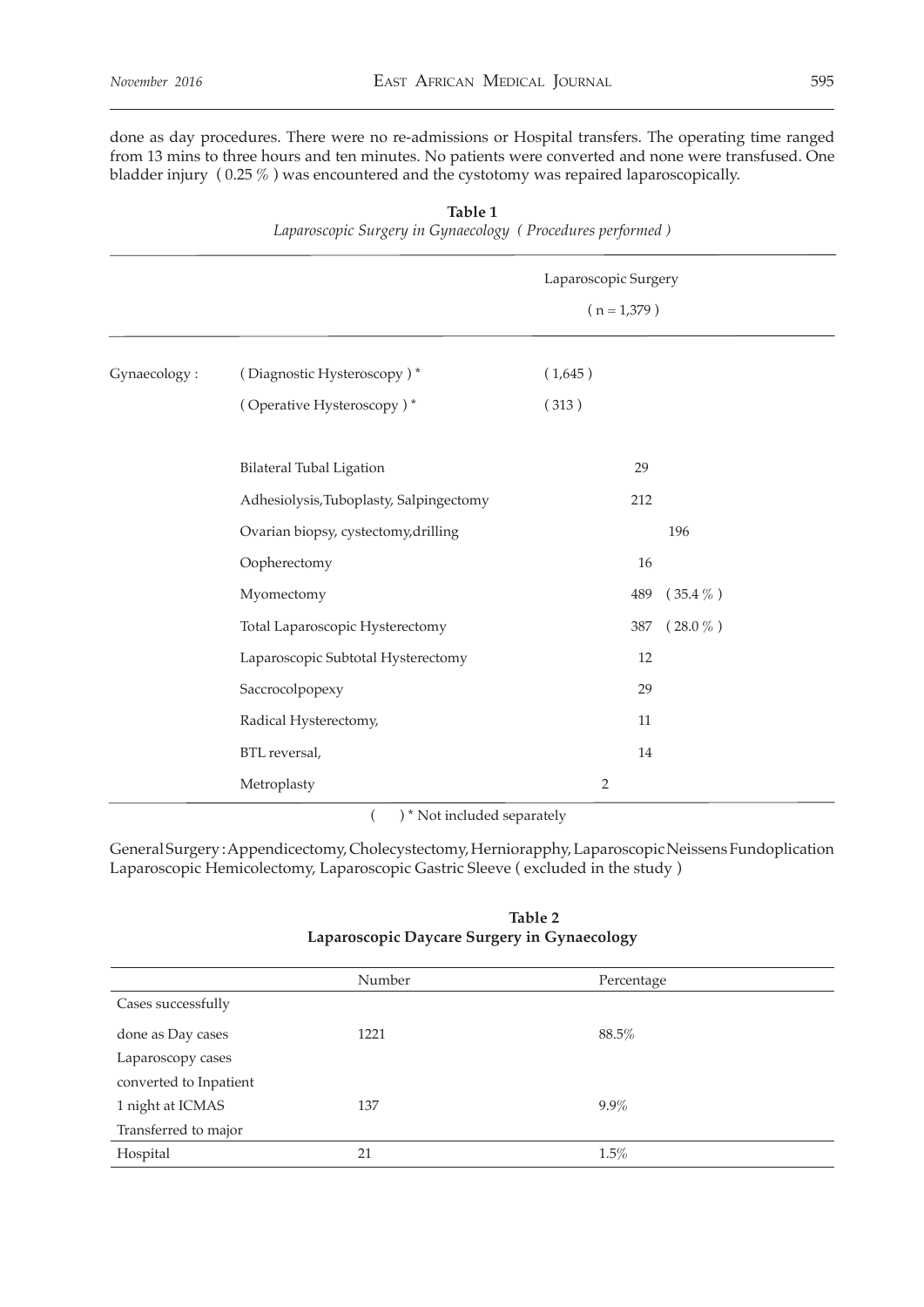done as day procedures. There were no re-admissions or Hospital transfers. The operating time ranged from 13 mins to three hours and ten minutes. No patients were converted and none were transfused. One bladder injury ( 0.25 % ) was encountered and the cystotomy was repaired laparoscopically.

**Table 1**
*Laparoscopic Surgery in Gynaecology ( Procedures performed )*

| | | Laparoscopic Surgery ( n = 1,379 ) |
|---|---|---|
| Gynaecology : | ( Diagnostic Hysteroscopy ) * | ( 1,645 ) |
| | ( Operative Hysteroscopy ) * | ( 313 ) |
| | Bilateral Tubal Ligation | 29 |
| | Adhesiolysis,Tuboplasty, Salpingectomy | 212 |
| | Ovarian biopsy, cystectomy,drilling | 196 |
| | Oopherectomy | 16 |
| | Myomectomy | 489 ( 35.4 % ) |
| | Total Laparoscopic Hysterectomy | 387 ( 28.0 % ) |
| | Laparoscopic Subtotal Hysterectomy | 12 |
| | Saccrocolpopexy | 29 |
| | Radical Hysterectomy, | 11 |
| | BTL reversal, | 14 |
| | Metroplasty | 2 |

( ) * Not included separately

General Surgery : Appendicectomy, Cholecystectomy, Herniorapphy, Laparoscopic Neissens Fundoplication Laparoscopic Hemicolectomy, Laparoscopic Gastric Sleeve ( excluded in the study )

**Table 2**
**Laparoscopic Daycare Surgery in Gynaecology**

| | Number | Percentage |
|---|---|---|
| Cases successfully done as Day cases | 1221 | 88.5% |
| Laparoscopy cases converted to Inpatient 1 night at ICMAS | 137 | 9.9% |
| Transferred to major Hospital | 21 | 1.5% |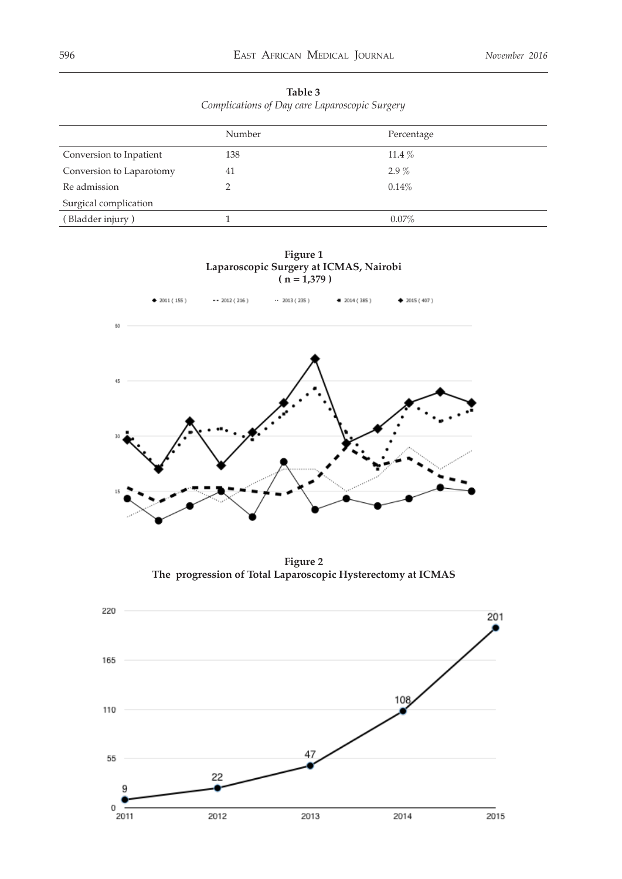**Table 3**
*Complications of Day care Laparoscopic Surgery*

| | Number | Percentage |
|---|---|---|
| Conversion to Inpatient | 138 | 11.4 % |
| Conversion to Laparotomy | 41 | 2.9 % |
| Re admission | 2 | 0.14% |
| Surgical complication | | |
| ( Bladder injury ) | 1 | 0.07% |

**Figure 1**
**Laparoscopic Surgery at ICMAS, Nairobi**
**( n = 1,379 )**

**Figure 2**
**The progression of Total Laparoscopic Hysterectomy at ICMAS**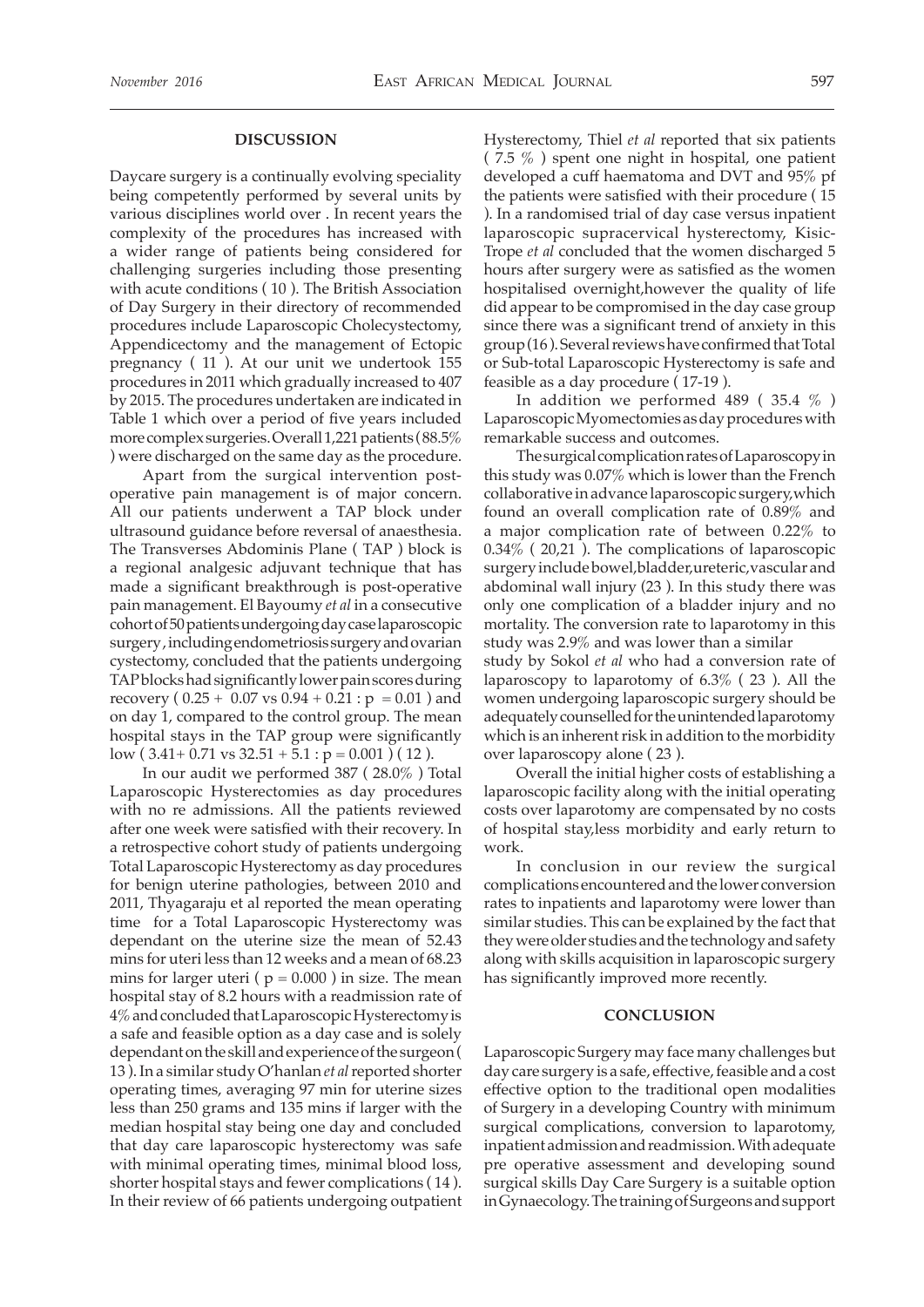## DISCUSSION

Daycare surgery is a continually evolving speciality being competently performed by several units by various disciplines world over . In recent years the complexity of the procedures has increased with a wider range of patients being considered for challenging surgeries including those presenting with acute conditions ( 10 ). The British Association of Day Surgery in their directory of recommended procedures include Laparoscopic Cholecystectomy, Appendicectomy and the management of Ectopic pregnancy ( 11 ). At our unit we undertook 155 procedures in 2011 which gradually increased to 407 by 2015. The procedures undertaken are indicated in Table 1 which over a period of five years included more complex surgeries. Overall 1,221 patients ( 88.5% ) were discharged on the same day as the procedure.

Apart from the surgical intervention post-operative pain management is of major concern. All our patients underwent a TAP block under ultrasound guidance before reversal of anaesthesia. The Transverses Abdominis Plane ( TAP ) block is a regional analgesic adjuvant technique that has made a significant breakthrough is post-operative pain management. El Bayoumy *et al* in a consecutive cohort of 50 patients undergoing day case laparoscopic surgery , including endometriosis surgery and ovarian cystectomy, concluded that the patients undergoing TAP blocks had significantly lower pain scores during recovery ( 0.25 + 0.07 vs 0.94 + 0.21 : p = 0.01 ) and on day 1, compared to the control group. The mean hospital stays in the TAP group were significantly low ( 3.41+ 0.71 vs 32.51 + 5.1 : p = 0.001 ) ( 12 ).

In our audit we performed 387 ( 28.0% ) Total Laparoscopic Hysterectomies as day procedures with no re admissions. All the patients reviewed after one week were satisfied with their recovery. In a retrospective cohort study of patients undergoing Total Laparoscopic Hysterectomy as day procedures for benign uterine pathologies, between 2010 and 2011, Thyagaraju et al reported the mean operating time for a Total Laparoscopic Hysterectomy was dependant on the uterine size the mean of 52.43 mins for uteri less than 12 weeks and a mean of 68.23 mins for larger uteri ( p = 0.000 ) in size. The mean hospital stay of 8.2 hours with a readmission rate of 4% and concluded that Laparoscopic Hysterectomy is a safe and feasible option as a day case and is solely dependant on the skill and experience of the surgeon ( 13 ). In a similar study O'hanlan *et al* reported shorter operating times, averaging 97 min for uterine sizes less than 250 grams and 135 mins if larger with the median hospital stay being one day and concluded that day care laparoscopic hysterectomy was safe with minimal operating times, minimal blood loss, shorter hospital stays and fewer complications ( 14 ). In their review of 66 patients undergoing outpatient Hysterectomy, Thiel *et al* reported that six patients ( 7.5 % ) spent one night in hospital, one patient developed a cuff haematoma and DVT and 95% pf the patients were satisfied with their procedure ( 15 ). In a randomised trial of day case versus inpatient laparoscopic supracervical hysterectomy, Kisic-Trope *et al* concluded that the women discharged 5 hours after surgery were as satisfied as the women hospitalised overnight,however the quality of life did appear to be compromised in the day case group since there was a significant trend of anxiety in this group (16 ). Several reviews have confirmed that Total or Sub-total Laparoscopic Hysterectomy is safe and feasible as a day procedure ( 17-19 ).

In addition we performed 489 ( 35.4 % ) Laparoscopic Myomectomies as day procedures with remarkable success and outcomes.

The surgical complication rates of Laparoscopy in this study was 0.07% which is lower than the French collaborative in advance laparoscopic surgery,which found an overall complication rate of 0.89% and a major complication rate of between 0.22% to 0.34% ( 20,21 ). The complications of laparoscopic surgery include bowel,bladder,ureteric,vascular and abdominal wall injury (23 ). In this study there was only one complication of a bladder injury and no mortality. The conversion rate to laparotomy in this study was 2.9% and was lower than a similar study by Sokol *et al* who had a conversion rate of laparoscopy to laparotomy of 6.3% ( 23 ). All the women undergoing laparoscopic surgery should be adequately counselled for the unintended laparotomy which is an inherent risk in addition to the morbidity over laparoscopy alone ( 23 ).

Overall the initial higher costs of establishing a laparoscopic facility along with the initial operating costs over laparotomy are compensated by no costs of hospital stay,less morbidity and early return to work.

In conclusion in our review the surgical complications encountered and the lower conversion rates to inpatients and laparotomy were lower than similar studies. This can be explained by the fact that they were older studies and the technology and safety along with skills acquisition in laparoscopic surgery has significantly improved more recently.

## CONCLUSION

Laparoscopic Surgery may face many challenges but day care surgery is a safe, effective, feasible and a cost effective option to the traditional open modalities of Surgery in a developing Country with minimum surgical complications, conversion to laparotomy, inpatient admission and readmission. With adequate pre operative assessment and developing sound surgical skills Day Care Surgery is a suitable option in Gynaecology. The training of Surgeons and support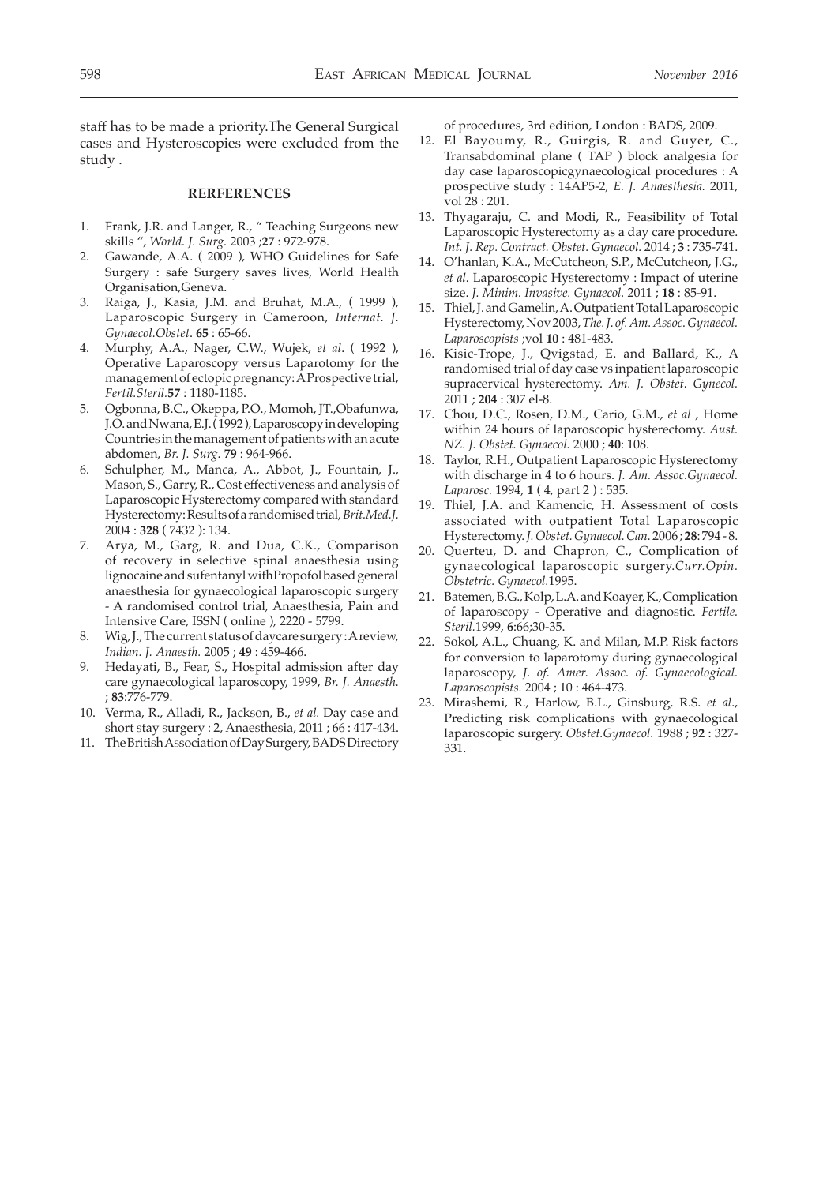staff has to be made a priority.The General Surgical cases and Hysteroscopies were excluded from the study .

## RERFERENCES

1. Frank, J.R. and Langer, R., " Teaching Surgeons new skills ", *World. J. Surg.* 2003 ;**27** : 972-978.
2. Gawande, A.A. ( 2009 ), WHO Guidelines for Safe Surgery : safe Surgery saves lives, World Health Organisation,Geneva.
3. Raiga, J., Kasia, J.M. and Bruhat, M.A., ( 1999 ), Laparoscopic Surgery in Cameroon, *Internat. J. Gynaecol.Obstet.* **65** : 65-66.
4. Murphy, A.A., Nager, C.W., Wujek, *et al*. ( 1992 ), Operative Laparoscopy versus Laparotomy for the management of ectopic pregnancy: A Prospective trial, *Fertil.Steril.***57** : 1180-1185.
5. Ogbonna, B.C., Okeppa, P.O., Momoh, JT.,Obafunwa, J.O. and Nwana, E.J. ( 1992 ), Laparoscopy in developing Countries in the management of patients with an acute abdomen, *Br. J. Surg.* **79** : 964-966.
6. Schulpher, M., Manca, A., Abbot, J., Fountain, J., Mason, S., Garry, R., Cost effectiveness and analysis of Laparoscopic Hysterectomy compared with standard Hysterectomy: Results of a randomised trial, *Brit.Med.J.* 2004 : **328** ( 7432 ): 134.
7. Arya, M., Garg, R. and Dua, C.K., Comparison of recovery in selective spinal anaesthesia using lignocaine and sufentanyl withPropofol based general anaesthesia for gynaecological laparoscopic surgery - A randomised control trial, Anaesthesia, Pain and Intensive Care, ISSN ( online ), 2220 - 5799.
8. Wig, J., The current status of daycare surgery : A review, *Indian. J. Anaesth.* 2005 ; **49** : 459-466.
9. Hedayati, B., Fear, S., Hospital admission after day care gynaecological laparoscopy, 1999, *Br. J. Anaesth.* ; **83**:776-779.
10. Verma, R., Alladi, R., Jackson, B., *et al.* Day case and short stay surgery : 2, Anaesthesia, 2011 ; 66 : 417-434.
11. The British Association of Day Surgery, BADS Directory of procedures, 3rd edition, London : BADS, 2009.
12. El Bayoumy, R., Guirgis, R. and Guyer, C., Transabdominal plane ( TAP ) block analgesia for day case laparoscopicgynaecological procedures : A prospective study : 14AP5-2, *E. J. Anaesthesia.* 2011, vol 28 : 201.
13. Thyagaraju, C. and Modi, R., Feasibility of Total Laparoscopic Hysterectomy as a day care procedure. *Int. J. Rep. Contract. Obstet. Gynaecol.* 2014 ; **3** : 735-741.
14. O'hanlan, K.A., McCutcheon, S.P., McCutcheon, J.G., *et al.* Laparoscopic Hysterectomy : Impact of uterine size. *J. Minim. Invasive. Gynaecol.* 2011 ; **18** : 85-91.
15. Thiel, J. and Gamelin, A. Outpatient Total Laparoscopic Hysterectomy, Nov 2003, *The. J. of. Am. Assoc. Gynaecol. Laparoscopists* ;vol **10** : 481-483.
16. Kisic-Trope, J., Qvigstad, E. and Ballard, K., A randomised trial of day case vs inpatient laparoscopic supracervical hysterectomy. *Am. J. Obstet. Gynecol.* 2011 ; **204** : 307 el-8.
17. Chou, D.C., Rosen, D.M., Cario, G.M., *et al* , Home within 24 hours of laparoscopic hysterectomy. *Aust. NZ. J. Obstet. Gynaecol.* 2000 ; **40**: 108.
18. Taylor, R.H., Outpatient Laparoscopic Hysterectomy with discharge in 4 to 6 hours. *J. Am. Assoc.Gynaecol. Laparosc.* 1994, **1** ( 4, part 2 ) : 535.
19. Thiel, J.A. and Kamencic, H. Assessment of costs associated with outpatient Total Laparoscopic Hysterectomy. *J. Obstet. Gynaecol. Can.* 2006 ; **28**: 794 - 8.
20. Querteu, D. and Chapron, C., Complication of gynaecological laparoscopic surgery.*Curr.Opin. Obstetric. Gynaecol.*1995.
21. Batemen, B.G., Kolp, L.A. and Koayer, K., Complication of laparoscopy - Operative and diagnostic. *Fertile. Steril.*1999, **6**:66;30-35.
22. Sokol, A.L., Chuang, K. and Milan, M.P. Risk factors for conversion to laparotomy during gynaecological laparoscopy, *J. of. Amer. Assoc. of. Gynaecological. Laparoscopists.* 2004 ; 10 : 464-473.
23. Mirashemi, R., Harlow, B.L., Ginsburg, R.S. *et al*., Predicting risk complications with gynaecological laparoscopic surgery. *Obstet.Gynaecol.* 1988 ; **92** : 327-331.